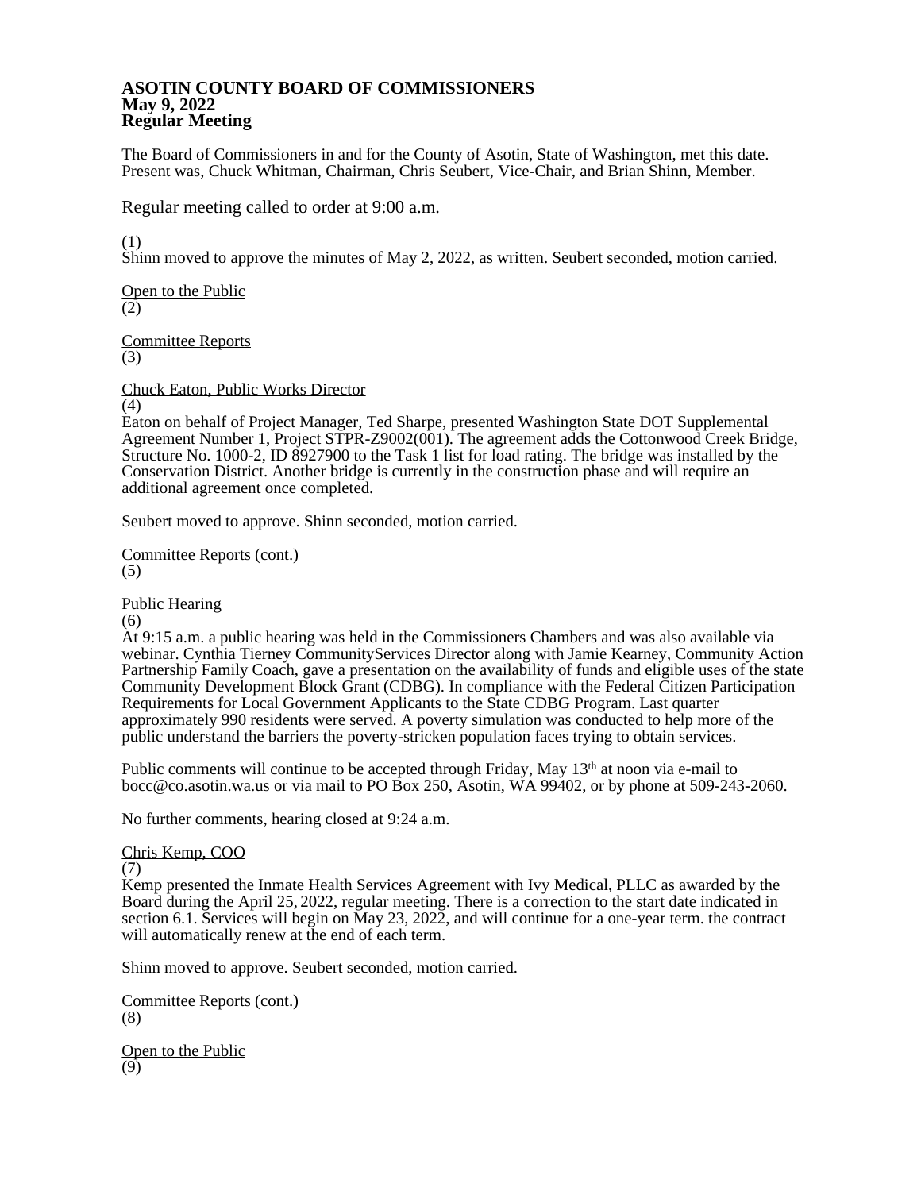**ASOTIN COUNTY BOARD OF COMMISSIONERS**
**May 9, 2022**
**Regular Meeting**

The Board of Commissioners in and for the County of Asotin, State of Washington, met this date. Present was, Chuck Whitman, Chairman, Chris Seubert, Vice-Chair, and Brian Shinn, Member.

Regular meeting called to order at 9:00 a.m.

(1)
Shinn moved to approve the minutes of May 2, 2022, as written. Seubert seconded, motion carried.

Open to the Public
(2)

Committee Reports
(3)

Chuck Eaton, Public Works Director
(4)
Eaton on behalf of Project Manager, Ted Sharpe, presented Washington State DOT Supplemental Agreement Number 1, Project STPR-Z9002(001). The agreement adds the Cottonwood Creek Bridge, Structure No. 1000-2, ID 8927900 to the Task 1 list for load rating. The bridge was installed by the Conservation District. Another bridge is currently in the construction phase and will require an additional agreement once completed.

Seubert moved to approve. Shinn seconded, motion carried.

Committee Reports (cont.)
(5)

Public Hearing
(6)
At 9:15 a.m. a public hearing was held in the Commissioners Chambers and was also available via webinar. Cynthia Tierney CommunityServices Director along with Jamie Kearney, Community Action Partnership Family Coach, gave a presentation on the availability of funds and eligible uses of the state Community Development Block Grant (CDBG). In compliance with the Federal Citizen Participation Requirements for Local Government Applicants to the State CDBG Program. Last quarter approximately 990 residents were served. A poverty simulation was conducted to help more of the public understand the barriers the poverty-stricken population faces trying to obtain services.

Public comments will continue to be accepted through Friday, May 13th at noon via e-mail to bocc@co.asotin.wa.us or via mail to PO Box 250, Asotin, WA 99402, or by phone at 509-243-2060.

No further comments, hearing closed at 9:24 a.m.

Chris Kemp, COO
(7)
Kemp presented the Inmate Health Services Agreement with Ivy Medical, PLLC as awarded by the Board during the April 25, 2022, regular meeting. There is a correction to the start date indicated in section 6.1. Services will begin on May 23, 2022, and will continue for a one-year term. the contract will automatically renew at the end of each term.

Shinn moved to approve. Seubert seconded, motion carried.

Committee Reports (cont.)
(8)

Open to the Public
(9)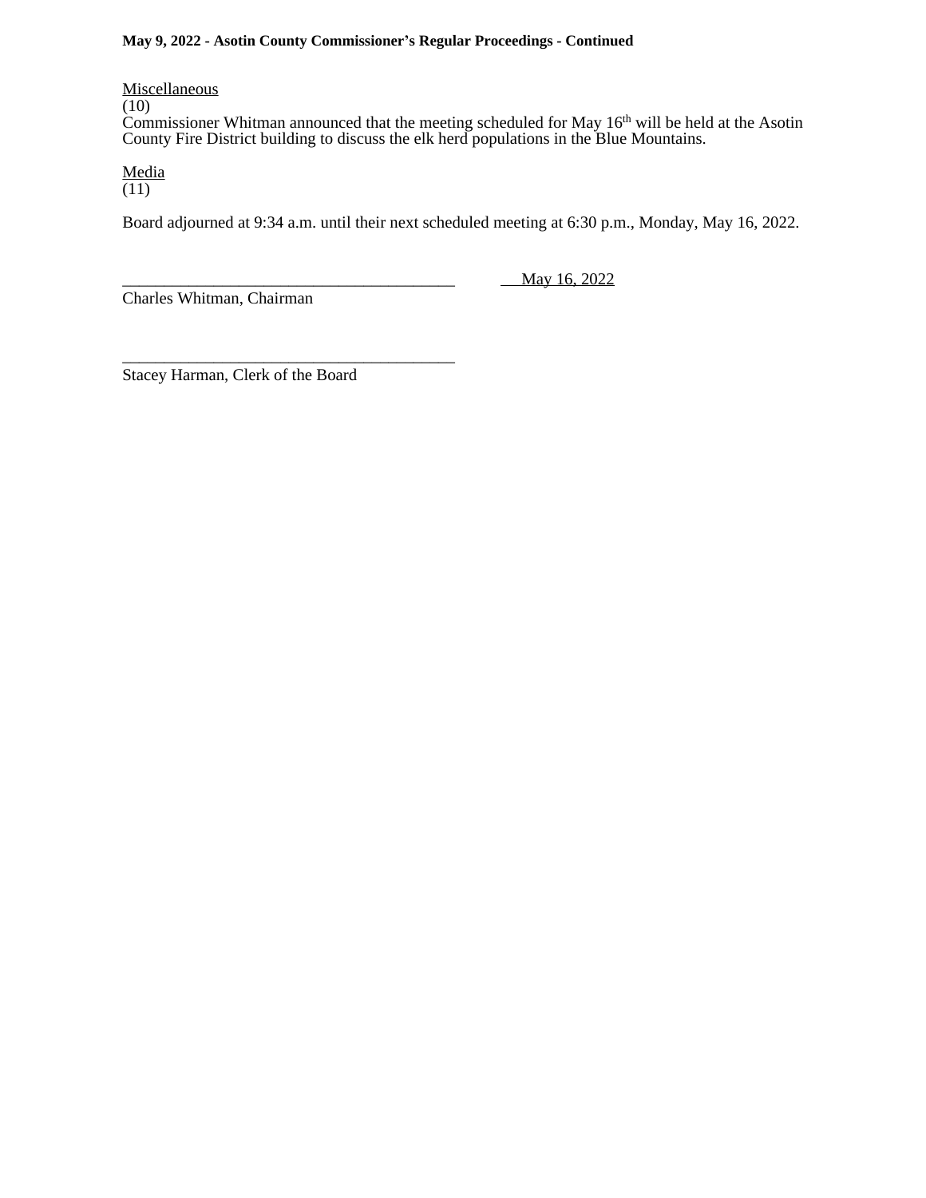Miscellaneous
(10)
Commissioner Whitman announced that the meeting scheduled for May 16th will be held at the Asotin County Fire District building to discuss the elk herd populations in the Blue Mountains.

Media
(11)

Board adjourned at 9:34 a.m. until their next scheduled meeting at 6:30 p.m., Monday, May 16, 2022.

_________________________________________ May 16, 2022
Charles Whitman, Chairman

_________________________________________
Stacey Harman, Clerk of the Board